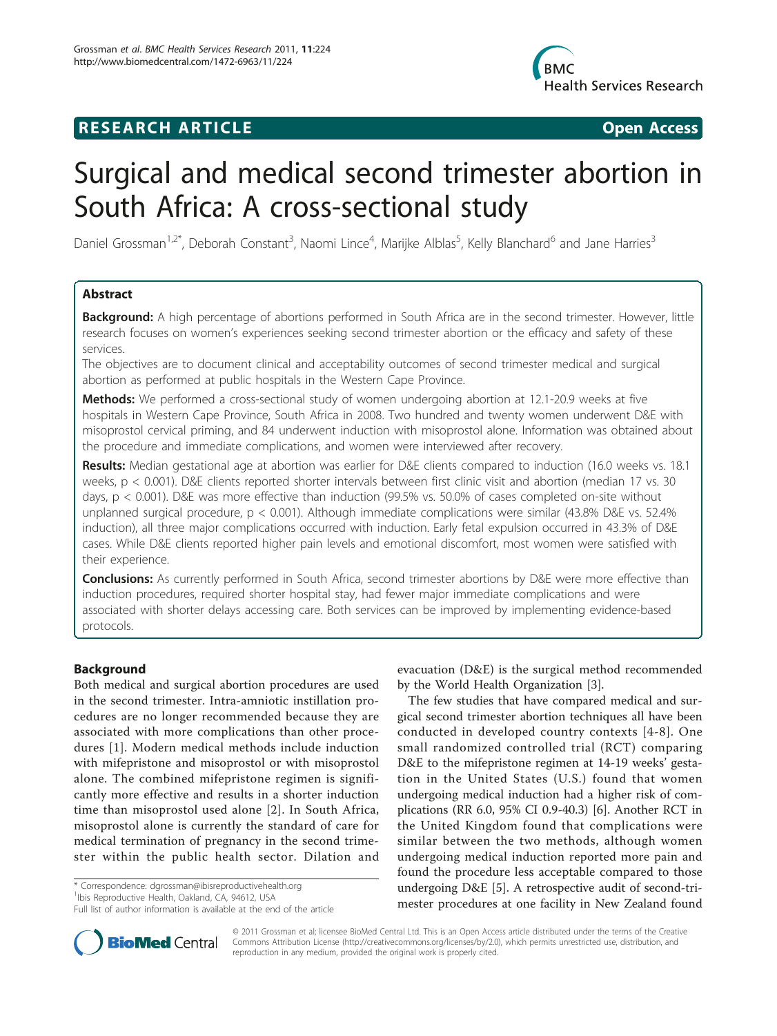**RESEARCH ARTICLE** **Open Access**

# Surgical and medical second trimester abortion in South Africa: A cross-sectional study

Daniel Grossman[1,2*], Deborah Constant[3], Naomi Lince[4], Marijke Alblas[5], Kelly Blanchard[6] and Jane Harries[3]

## Abstract

**Background:** A high percentage of abortions performed in South Africa are in the second trimester. However, little research focuses on women's experiences seeking second trimester abortion or the efficacy and safety of these services.

The objectives are to document clinical and acceptability outcomes of second trimester medical and surgical abortion as performed at public hospitals in the Western Cape Province.

**Methods:** We performed a cross-sectional study of women undergoing abortion at 12.1-20.9 weeks at five hospitals in Western Cape Province, South Africa in 2008. Two hundred and twenty women underwent D&E with misoprostol cervical priming, and 84 underwent induction with misoprostol alone. Information was obtained about the procedure and immediate complications, and women were interviewed after recovery.

**Results:** Median gestational age at abortion was earlier for D&E clients compared to induction (16.0 weeks vs. 18.1 weeks, $p < 0.001$). D&E clients reported shorter intervals between first clinic visit and abortion (median 17 vs. 30 days, $p < 0.001$). D&E was more effective than induction (99.5% vs. 50.0% of cases completed on-site without unplanned surgical procedure, $p < 0.001$). Although immediate complications were similar (43.8% D&E vs. 52.4% induction), all three major complications occurred with induction. Early fetal expulsion occurred in 43.3% of D&E cases. While D&E clients reported higher pain levels and emotional discomfort, most women were satisfied with their experience.

**Conclusions:** As currently performed in South Africa, second trimester abortions by D&E were more effective than induction procedures, required shorter hospital stay, had fewer major immediate complications and were associated with shorter delays accessing care. Both services can be improved by implementing evidence-based protocols.

## Background

Both medical and surgical abortion procedures are used in the second trimester. Intra-amniotic instillation procedures are no longer recommended because they are associated with more complications than other procedures [1]. Modern medical methods include induction with mifepristone and misoprostol or with misoprostol alone. The combined mifepristone regimen is significantly more effective and results in a shorter induction time than misoprostol used alone [2]. In South Africa, misoprostol alone is currently the standard of care for medical termination of pregnancy in the second trimester within the public health sector. Dilation and evacuation (D&E) is the surgical method recommended by the World Health Organization [3].

The few studies that have compared medical and surgical second trimester abortion techniques all have been conducted in developed country contexts [4-8]. One small randomized controlled trial (RCT) comparing D&E to the mifepristone regimen at 14-19 weeks' gestation in the United States (U.S.) found that women undergoing medical induction had a higher risk of complications (RR 6.0, 95% CI 0.9-40.3) [6]. Another RCT in the United Kingdom found that complications were similar between the two methods, although women undergoing medical induction reported more pain and found the procedure less acceptable compared to those undergoing D&E [5]. A retrospective audit of second-trimester procedures at one facility in New Zealand found

\* Correspondence: dgrossman@ibisreproductivehealth.org
[1]Ibis Reproductive Health, Oakland, CA, 94612, USA
Full list of author information is available at the end of the article

© 2011 Grossman et al; licensee BioMed Central Ltd. This is an Open Access article distributed under the terms of the Creative Commons Attribution License (http://creativecommons.org/licenses/by/2.0), which permits unrestricted use, distribution, and reproduction in any medium, provided the original work is properly cited.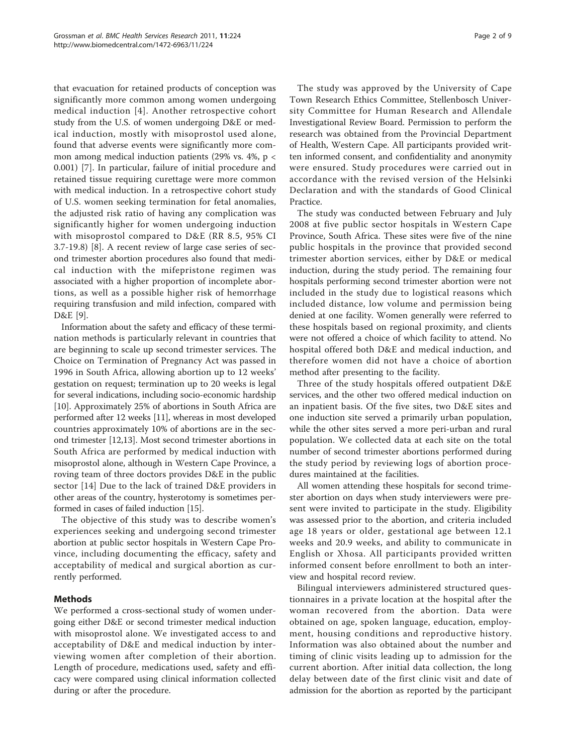that evacuation for retained products of conception was significantly more common among women undergoing medical induction [4]. Another retrospective cohort study from the U.S. of women undergoing D&E or medical induction, mostly with misoprostol used alone, found that adverse events were significantly more common among medical induction patients (29% vs. 4%, $p < 0.001$) [7]. In particular, failure of initial procedure and retained tissue requiring curettage were more common with medical induction. In a retrospective cohort study of U.S. women seeking termination for fetal anomalies, the adjusted risk ratio of having any complication was significantly higher for women undergoing induction with misoprostol compared to D&E (RR 8.5, 95% CI 3.7-19.8) [8]. A recent review of large case series of second trimester abortion procedures also found that medical induction with the mifepristone regimen was associated with a higher proportion of incomplete abortions, as well as a possible higher risk of hemorrhage requiring transfusion and mild infection, compared with D&E [9].

Information about the safety and efficacy of these termination methods is particularly relevant in countries that are beginning to scale up second trimester services. The Choice on Termination of Pregnancy Act was passed in 1996 in South Africa, allowing abortion up to 12 weeks' gestation on request; termination up to 20 weeks is legal for several indications, including socio-economic hardship [10]. Approximately 25% of abortions in South Africa are performed after 12 weeks [11], whereas in most developed countries approximately 10% of abortions are in the second trimester [12,13]. Most second trimester abortions in South Africa are performed by medical induction with misoprostol alone, although in Western Cape Province, a roving team of three doctors provides D&E in the public sector [14] Due to the lack of trained D&E providers in other areas of the country, hysterotomy is sometimes performed in cases of failed induction [15].

The objective of this study was to describe women's experiences seeking and undergoing second trimester abortion at public sector hospitals in Western Cape Province, including documenting the efficacy, safety and acceptability of medical and surgical abortion as currently performed.

## Methods

We performed a cross-sectional study of women undergoing either D&E or second trimester medical induction with misoprostol alone. We investigated access to and acceptability of D&E and medical induction by interviewing women after completion of their abortion. Length of procedure, medications used, safety and efficacy were compared using clinical information collected during or after the procedure.

The study was approved by the University of Cape Town Research Ethics Committee, Stellenbosch University Committee for Human Research and Allendale Investigational Review Board. Permission to perform the research was obtained from the Provincial Department of Health, Western Cape. All participants provided written informed consent, and confidentiality and anonymity were ensured. Study procedures were carried out in accordance with the revised version of the Helsinki Declaration and with the standards of Good Clinical Practice.

The study was conducted between February and July 2008 at five public sector hospitals in Western Cape Province, South Africa. These sites were five of the nine public hospitals in the province that provided second trimester abortion services, either by D&E or medical induction, during the study period. The remaining four hospitals performing second trimester abortion were not included in the study due to logistical reasons which included distance, low volume and permission being denied at one facility. Women generally were referred to these hospitals based on regional proximity, and clients were not offered a choice of which facility to attend. No hospital offered both D&E and medical induction, and therefore women did not have a choice of abortion method after presenting to the facility.

Three of the study hospitals offered outpatient D&E services, and the other two offered medical induction on an inpatient basis. Of the five sites, two D&E sites and one induction site served a primarily urban population, while the other sites served a more peri-urban and rural population. We collected data at each site on the total number of second trimester abortions performed during the study period by reviewing logs of abortion procedures maintained at the facilities.

All women attending these hospitals for second trimester abortion on days when study interviewers were present were invited to participate in the study. Eligibility was assessed prior to the abortion, and criteria included age 18 years or older, gestational age between 12.1 weeks and 20.9 weeks, and ability to communicate in English or Xhosa. All participants provided written informed consent before enrollment to both an interview and hospital record review.

Bilingual interviewers administered structured questionnaires in a private location at the hospital after the woman recovered from the abortion. Data were obtained on age, spoken language, education, employment, housing conditions and reproductive history. Information was also obtained about the number and timing of clinic visits leading up to admission for the current abortion. After initial data collection, the long delay between date of the first clinic visit and date of admission for the abortion as reported by the participant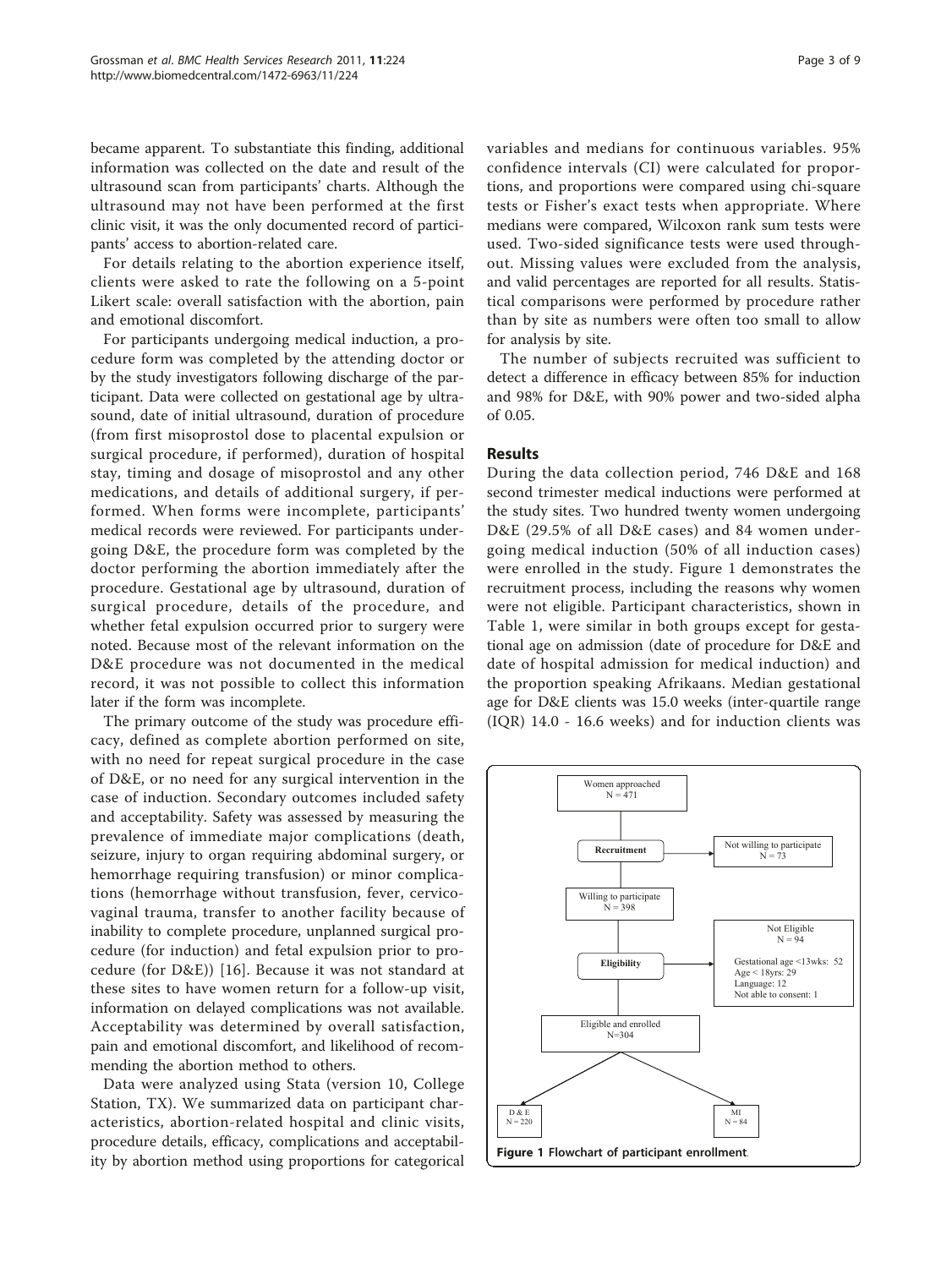became apparent. To substantiate this finding, additional information was collected on the date and result of the ultrasound scan from participants' charts. Although the ultrasound may not have been performed at the first clinic visit, it was the only documented record of participants' access to abortion-related care.

For details relating to the abortion experience itself, clients were asked to rate the following on a 5-point Likert scale: overall satisfaction with the abortion, pain and emotional discomfort.

For participants undergoing medical induction, a procedure form was completed by the attending doctor or by the study investigators following discharge of the participant. Data were collected on gestational age by ultrasound, date of initial ultrasound, duration of procedure (from first misoprostol dose to placental expulsion or surgical procedure, if performed), duration of hospital stay, timing and dosage of misoprostol and any other medications, and details of additional surgery, if performed. When forms were incomplete, participants' medical records were reviewed. For participants undergoing D&E, the procedure form was completed by the doctor performing the abortion immediately after the procedure. Gestational age by ultrasound, duration of surgical procedure, details of the procedure, and whether fetal expulsion occurred prior to surgery were noted. Because most of the relevant information on the D&E procedure was not documented in the medical record, it was not possible to collect this information later if the form was incomplete.

The primary outcome of the study was procedure efficacy, defined as complete abortion performed on site, with no need for repeat surgical procedure in the case of D&E, or no need for any surgical intervention in the case of induction. Secondary outcomes included safety and acceptability. Safety was assessed by measuring the prevalence of immediate major complications (death, seizure, injury to organ requiring abdominal surgery, or hemorrhage requiring transfusion) or minor complications (hemorrhage without transfusion, fever, cervicovaginal trauma, transfer to another facility because of inability to complete procedure, unplanned surgical procedure (for induction) and fetal expulsion prior to procedure (for D&E)) [16]. Because it was not standard at these sites to have women return for a follow-up visit, information on delayed complications was not available. Acceptability was determined by overall satisfaction, pain and emotional discomfort, and likelihood of recommending the abortion method to others.

Data were analyzed using Stata (version 10, College Station, TX). We summarized data on participant characteristics, abortion-related hospital and clinic visits, procedure details, efficacy, complications and acceptability by abortion method using proportions for categorical variables and medians for continuous variables. 95% confidence intervals (CI) were calculated for proportions, and proportions were compared using chi-square tests or Fisher's exact tests when appropriate. Where medians were compared, Wilcoxon rank sum tests were used. Two-sided significance tests were used throughout. Missing values were excluded from the analysis, and valid percentages are reported for all results. Statistical comparisons were performed by procedure rather than by site as numbers were often too small to allow for analysis by site.

The number of subjects recruited was sufficient to detect a difference in efficacy between 85% for induction and 98% for D&E, with 90% power and two-sided alpha of 0.05.

## Results

During the data collection period, 746 D&E and 168 second trimester medical inductions were performed at the study sites. Two hundred twenty women undergoing D&E (29.5% of all D&E cases) and 84 women undergoing medical induction (50% of all induction cases) were enrolled in the study. Figure 1 demonstrates the recruitment process, including the reasons why women were not eligible. Participant characteristics, shown in Table 1, were similar in both groups except for gestational age on admission (date of procedure for D&E and date of hospital admission for medical induction) and the proportion speaking Afrikaans. Median gestational age for D&E clients was 15.0 weeks (inter-quartile range (IQR) 14.0 - 16.6 weeks) and for induction clients was

**Figure 1 Flowchart of participant enrollment.**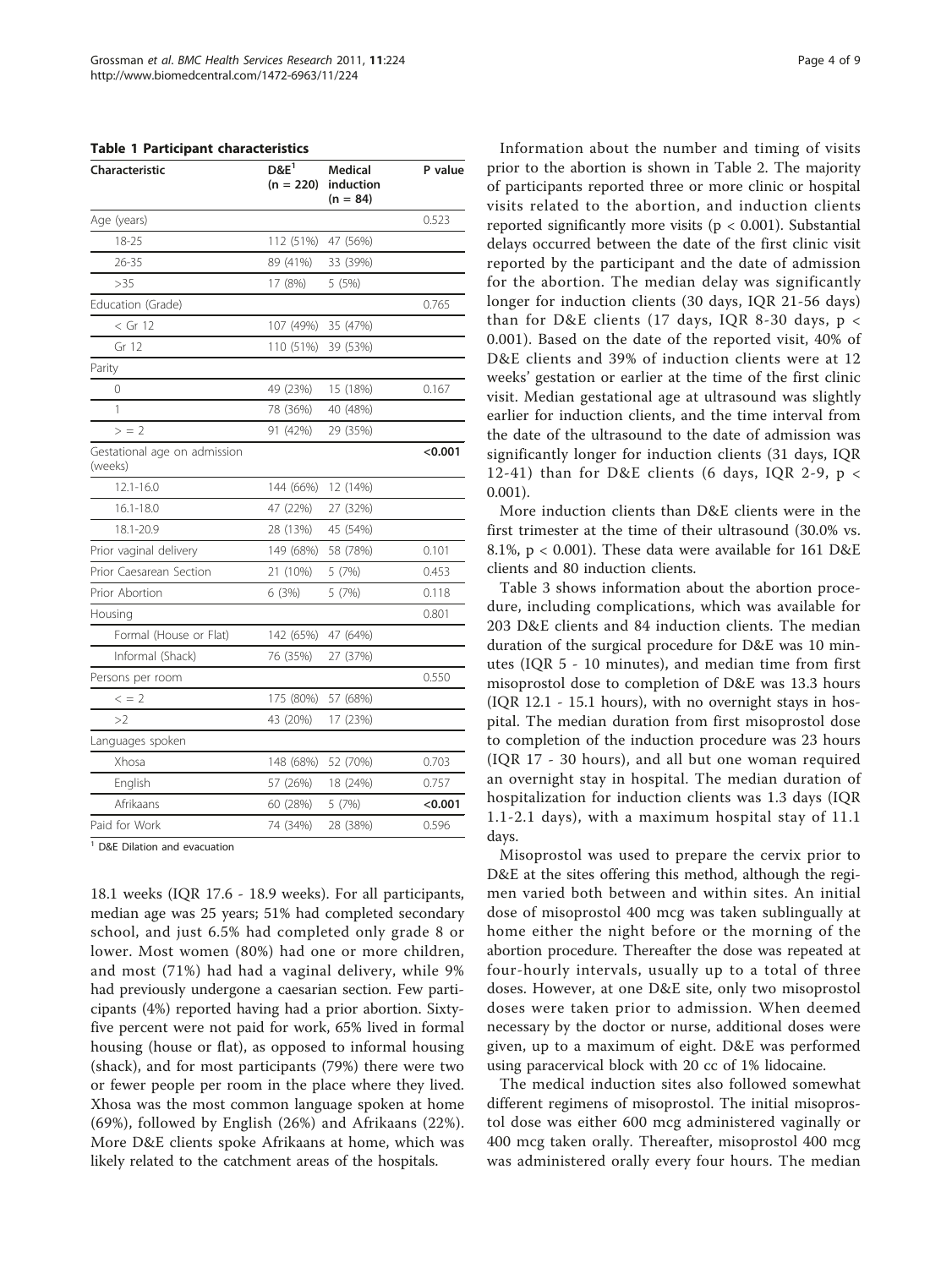**Table 1 Participant characteristics**

| Characteristic | D&E[1] (n = 220) | Medical induction (n = 84) | P value |
|---|---|---|---|
| Age (years) | | | 0.523 |
| 18-25 | 112 (51%) | 47 (56%) | |
| 26-35 | 89 (41%) | 33 (39%) | |
| >35 | 17 (8%) | 5 (5%) | |
| Education (Grade) | | | 0.765 |
| < Gr 12 | 107 (49%) | 35 (47%) | |
| Gr 12 | 110 (51%) | 39 (53%) | |
| Parity | | | |
| 0 | 49 (23%) | 15 (18%) | 0.167 |
| 1 | 78 (36%) | 40 (48%) | |
| > = 2 | 91 (42%) | 29 (35%) | |
| Gestational age on admission (weeks) | | | **<0.001** |
| 12.1-16.0 | 144 (66%) | 12 (14%) | |
| 16.1-18.0 | 47 (22%) | 27 (32%) | |
| 18.1-20.9 | 28 (13%) | 45 (54%) | |
| Prior vaginal delivery | 149 (68%) | 58 (78%) | 0.101 |
| Prior Caesarean Section | 21 (10%) | 5 (7%) | 0.453 |
| Prior Abortion | 6 (3%) | 5 (7%) | 0.118 |
| Housing | | | 0.801 |
| Formal (House or Flat) | 142 (65%) | 47 (64%) | |
| Informal (Shack) | 76 (35%) | 27 (37%) | |
| Persons per room | | | 0.550 |
| < = 2 | 175 (80%) | 57 (68%) | |
| >2 | 43 (20%) | 17 (23%) | |
| Languages spoken | | | |
| Xhosa | 148 (68%) | 52 (70%) | 0.703 |
| English | 57 (26%) | 18 (24%) | 0.757 |
| Afrikaans | 60 (28%) | 5 (7%) | **<0.001** |
| Paid for Work | 74 (34%) | 28 (38%) | 0.596 |

[1] D&E Dilation and evacuation

18.1 weeks (IQR 17.6 - 18.9 weeks). For all participants, median age was 25 years; 51% had completed secondary school, and just 6.5% had completed only grade 8 or lower. Most women (80%) had one or more children, and most (71%) had had a vaginal delivery, while 9% had previously undergone a caesarian section. Few participants (4%) reported having had a prior abortion. Sixty-five percent were not paid for work, 65% lived in formal housing (house or flat), as opposed to informal housing (shack), and for most participants (79%) there were two or fewer people per room in the place where they lived. Xhosa was the most common language spoken at home (69%), followed by English (26%) and Afrikaans (22%). More D&E clients spoke Afrikaans at home, which was likely related to the catchment areas of the hospitals.

Information about the number and timing of visits prior to the abortion is shown in Table 2. The majority of participants reported three or more clinic or hospital visits related to the abortion, and induction clients reported significantly more visits ($p < 0.001$). Substantial delays occurred between the date of the first clinic visit reported by the participant and the date of admission for the abortion. The median delay was significantly longer for induction clients (30 days, IQR 21-56 days) than for D&E clients (17 days, IQR 8-30 days, $p < 0.001$). Based on the date of the reported visit, 40% of D&E clients and 39% of induction clients were at 12 weeks' gestation or earlier at the time of the first clinic visit. Median gestational age at ultrasound was slightly earlier for induction clients, and the time interval from the date of the ultrasound to the date of admission was significantly longer for induction clients (31 days, IQR 12-41) than for D&E clients (6 days, IQR 2-9, $p < 0.001$).

More induction clients than D&E clients were in the first trimester at the time of their ultrasound (30.0% vs. 8.1%, $p < 0.001$). These data were available for 161 D&E clients and 80 induction clients.

Table 3 shows information about the abortion procedure, including complications, which was available for 203 D&E clients and 84 induction clients. The median duration of the surgical procedure for D&E was 10 minutes (IQR 5 - 10 minutes), and median time from first misoprostol dose to completion of D&E was 13.3 hours (IQR 12.1 - 15.1 hours), with no overnight stays in hospital. The median duration from first misoprostol dose to completion of the induction procedure was 23 hours (IQR 17 - 30 hours), and all but one woman required an overnight stay in hospital. The median duration of hospitalization for induction clients was 1.3 days (IQR 1.1-2.1 days), with a maximum hospital stay of 11.1 days.

Misoprostol was used to prepare the cervix prior to D&E at the sites offering this method, although the regimen varied both between and within sites. An initial dose of misoprostol 400 mcg was taken sublingually at home either the night before or the morning of the abortion procedure. Thereafter the dose was repeated at four-hourly intervals, usually up to a total of three doses. However, at one D&E site, only two misoprostol doses were taken prior to admission. When deemed necessary by the doctor or nurse, additional doses were given, up to a maximum of eight. D&E was performed using paracervical block with 20 cc of 1% lidocaine.

The medical induction sites also followed somewhat different regimens of misoprostol. The initial misoprostol dose was either 600 mcg administered vaginally or 400 mcg taken orally. Thereafter, misoprostol 400 mcg was administered orally every four hours. The median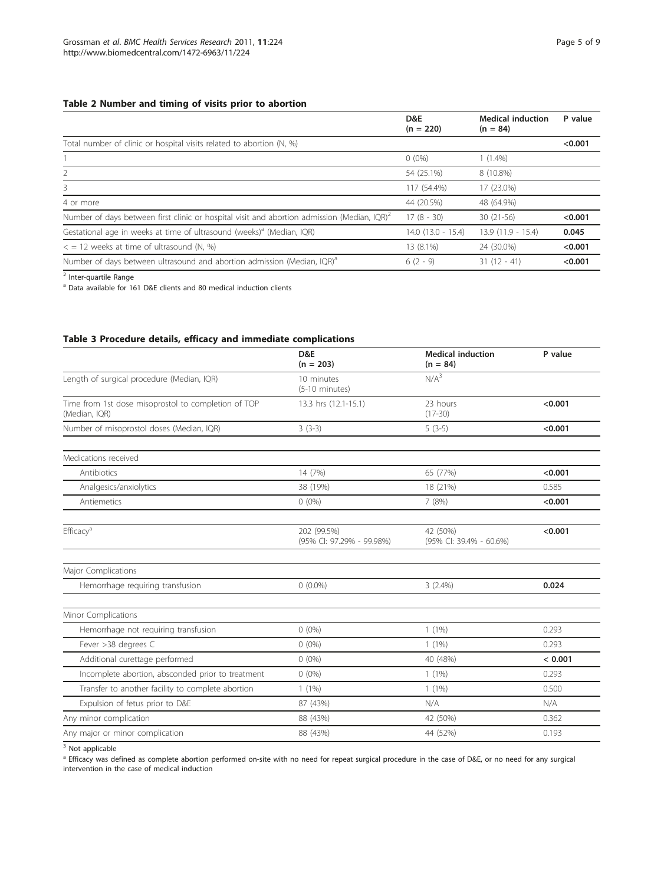## Table 2 Number and timing of visits prior to abortion

| | D&E (n = 220) | Medical induction (n = 84) | P value |
|---|---|---|---|
| Total number of clinic or hospital visits related to abortion (N, %) | | | **<0.001** |
| 1 | 0 (0%) | 1 (1.4%) | |
| 2 | 54 (25.1%) | 8 (10.8%) | |
| 3 | 117 (54.4%) | 17 (23.0%) | |
| 4 or more | 44 (20.5%) | 48 (64.9%) | |
| Number of days between first clinic or hospital visit and abortion admission (Median, IQR)[2] | 17 (8 - 30) | 30 (21-56) | **<0.001** |
| Gestational age in weeks at time of ultrasound (weeks)[a] (Median, IQR) | 14.0 (13.0 - 15.4) | 13.9 (11.9 - 15.4) | **0.045** |
| < = 12 weeks at time of ultrasound (N, %) | 13 (8.1%) | 24 (30.0%) | **<0.001** |
| Number of days between ultrasound and abortion admission (Median, IQR)[a] | 6 (2 - 9) | 31 (12 - 41) | **<0.001** |

[2] Inter-quartile Range

[a] Data available for 161 D&E clients and 80 medical induction clients

## Table 3 Procedure details, efficacy and immediate complications

| | D&E (n = 203) | Medical induction (n = 84) | P value |
|---|---|---|---|
| Length of surgical procedure (Median, IQR) | 10 minutes (5-10 minutes) | N/A[3] | |
| Time from 1st dose misoprostol to completion of TOP (Median, IQR) | 13.3 hrs (12.1-15.1) | 23 hours (17-30) | **<0.001** |
| Number of misoprostol doses (Median, IQR) | 3 (3-3) | 5 (3-5) | **<0.001** |
| Medications received | | | |
| Antibiotics | 14 (7%) | 65 (77%) | **<0.001** |
| Analgesics/anxiolytics | 38 (19%) | 18 (21%) | 0.585 |
| Antiemetics | 0 (0%) | 7 (8%) | **<0.001** |
| Efficacy[a] | 202 (99.5%) (95% CI: 97.29% - 99.98%) | 42 (50%) (95% CI: 39.4% - 60.6%) | **<0.001** |
| Major Complications | | | |
| Hemorrhage requiring transfusion | 0 (0.0%) | 3 (2.4%) | **0.024** |
| Minor Complications | | | |
| Hemorrhage not requiring transfusion | 0 (0%) | 1 (1%) | 0.293 |
| Fever >38 degrees C | 0 (0%) | 1 (1%) | 0.293 |
| Additional curettage performed | 0 (0%) | 40 (48%) | **< 0.001** |
| Incomplete abortion, absconded prior to treatment | 0 (0%) | 1 (1%) | 0.293 |
| Transfer to another facility to complete abortion | 1 (1%) | 1 (1%) | 0.500 |
| Expulsion of fetus prior to D&E | 87 (43%) | N/A | N/A |
| Any minor complication | 88 (43%) | 42 (50%) | 0.362 |
| Any major or minor complication | 88 (43%) | 44 (52%) | 0.193 |

[3] Not applicable

[a] Efficacy was defined as complete abortion performed on-site with no need for repeat surgical procedure in the case of D&E, or no need for any surgical intervention in the case of medical induction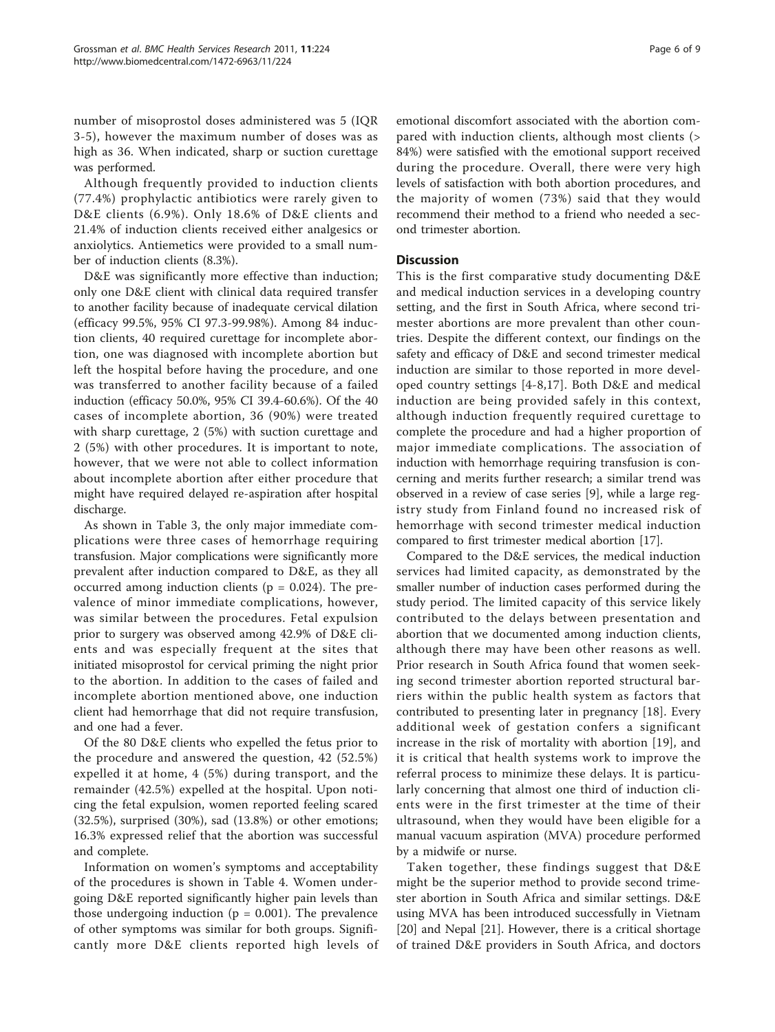number of misoprostol doses administered was 5 (IQR 3-5), however the maximum number of doses was as high as 36. When indicated, sharp or suction curettage was performed.

Although frequently provided to induction clients (77.4%) prophylactic antibiotics were rarely given to D&E clients (6.9%). Only 18.6% of D&E clients and 21.4% of induction clients received either analgesics or anxiolytics. Antiemetics were provided to a small number of induction clients (8.3%).

D&E was significantly more effective than induction; only one D&E client with clinical data required transfer to another facility because of inadequate cervical dilation (efficacy 99.5%, 95% CI 97.3-99.98%). Among 84 induction clients, 40 required curettage for incomplete abortion, one was diagnosed with incomplete abortion but left the hospital before having the procedure, and one was transferred to another facility because of a failed induction (efficacy 50.0%, 95% CI 39.4-60.6%). Of the 40 cases of incomplete abortion, 36 (90%) were treated with sharp curettage, 2 (5%) with suction curettage and 2 (5%) with other procedures. It is important to note, however, that we were not able to collect information about incomplete abortion after either procedure that might have required delayed re-aspiration after hospital discharge.

As shown in Table 3, the only major immediate complications were three cases of hemorrhage requiring transfusion. Major complications were significantly more prevalent after induction compared to D&E, as they all occurred among induction clients ($p = 0.024$). The prevalence of minor immediate complications, however, was similar between the procedures. Fetal expulsion prior to surgery was observed among 42.9% of D&E clients and was especially frequent at the sites that initiated misoprostol for cervical priming the night prior to the abortion. In addition to the cases of failed and incomplete abortion mentioned above, one induction client had hemorrhage that did not require transfusion, and one had a fever.

Of the 80 D&E clients who expelled the fetus prior to the procedure and answered the question, 42 (52.5%) expelled it at home, 4 (5%) during transport, and the remainder (42.5%) expelled at the hospital. Upon noticing the fetal expulsion, women reported feeling scared (32.5%), surprised (30%), sad (13.8%) or other emotions; 16.3% expressed relief that the abortion was successful and complete.

Information on women's symptoms and acceptability of the procedures is shown in Table 4. Women undergoing D&E reported significantly higher pain levels than those undergoing induction ($p = 0.001$). The prevalence of other symptoms was similar for both groups. Significantly more D&E clients reported high levels of emotional discomfort associated with the abortion compared with induction clients, although most clients (> 84%) were satisfied with the emotional support received during the procedure. Overall, there were very high levels of satisfaction with both abortion procedures, and the majority of women (73%) said that they would recommend their method to a friend who needed a second trimester abortion.

## Discussion

This is the first comparative study documenting D&E and medical induction services in a developing country setting, and the first in South Africa, where second trimester abortions are more prevalent than other countries. Despite the different context, our findings on the safety and efficacy of D&E and second trimester medical induction are similar to those reported in more developed country settings [4-8,17]. Both D&E and medical induction are being provided safely in this context, although induction frequently required curettage to complete the procedure and had a higher proportion of major immediate complications. The association of induction with hemorrhage requiring transfusion is concerning and merits further research; a similar trend was observed in a review of case series [9], while a large registry study from Finland found no increased risk of hemorrhage with second trimester medical induction compared to first trimester medical abortion [17].

Compared to the D&E services, the medical induction services had limited capacity, as demonstrated by the smaller number of induction cases performed during the study period. The limited capacity of this service likely contributed to the delays between presentation and abortion that we documented among induction clients, although there may have been other reasons as well. Prior research in South Africa found that women seeking second trimester abortion reported structural barriers within the public health system as factors that contributed to presenting later in pregnancy [18]. Every additional week of gestation confers a significant increase in the risk of mortality with abortion [19], and it is critical that health systems work to improve the referral process to minimize these delays. It is particularly concerning that almost one third of induction clients were in the first trimester at the time of their ultrasound, when they would have been eligible for a manual vacuum aspiration (MVA) procedure performed by a midwife or nurse.

Taken together, these findings suggest that D&E might be the superior method to provide second trimester abortion in South Africa and similar settings. D&E using MVA has been introduced successfully in Vietnam [20] and Nepal [21]. However, there is a critical shortage of trained D&E providers in South Africa, and doctors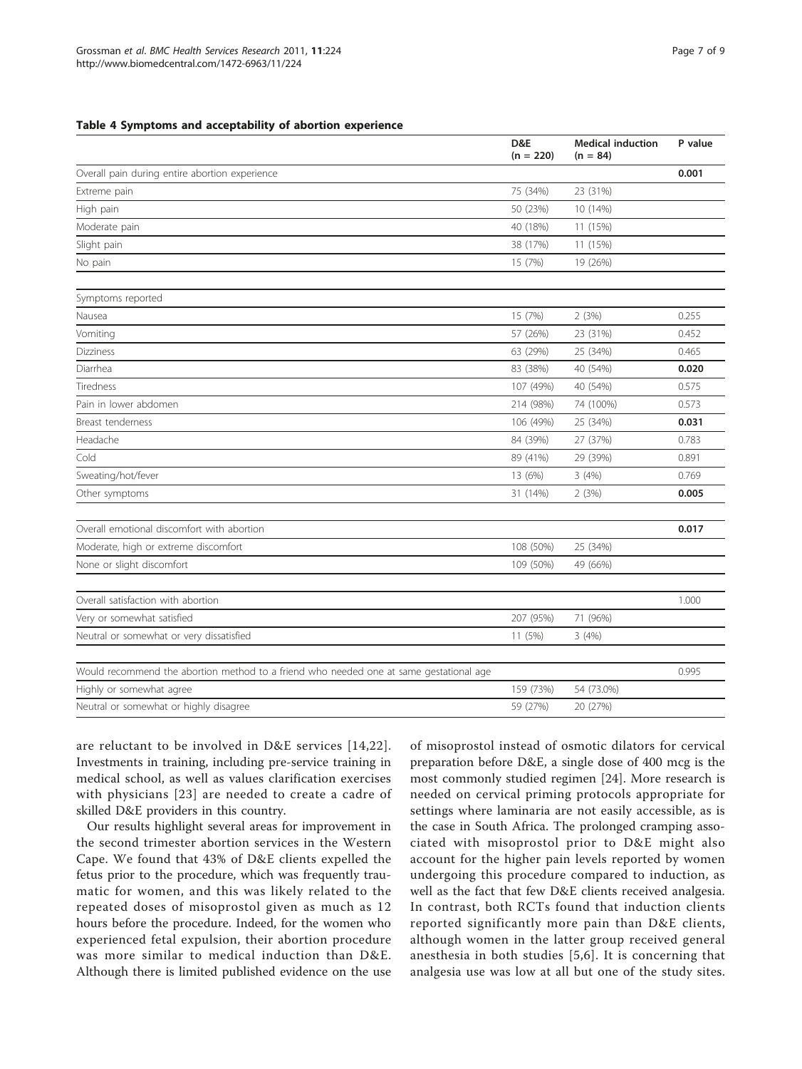**Table 4 Symptoms and acceptability of abortion experience**

| | D&E (n = 220) | Medical induction (n = 84) | P value |
|---|---|---|---|
| Overall pain during entire abortion experience | | | **0.001** |
| Extreme pain | 75 (34%) | 23 (31%) | |
| High pain | 50 (23%) | 10 (14%) | |
| Moderate pain | 40 (18%) | 11 (15%) | |
| Slight pain | 38 (17%) | 11 (15%) | |
| No pain | 15 (7%) | 19 (26%) | |
| Symptoms reported | | | |
| Nausea | 15 (7%) | 2 (3%) | 0.255 |
| Vomiting | 57 (26%) | 23 (31%) | 0.452 |
| Dizziness | 63 (29%) | 25 (34%) | 0.465 |
| Diarrhea | 83 (38%) | 40 (54%) | **0.020** |
| Tiredness | 107 (49%) | 40 (54%) | 0.575 |
| Pain in lower abdomen | 214 (98%) | 74 (100%) | 0.573 |
| Breast tenderness | 106 (49%) | 25 (34%) | **0.031** |
| Headache | 84 (39%) | 27 (37%) | 0.783 |
| Cold | 89 (41%) | 29 (39%) | 0.891 |
| Sweating/hot/fever | 13 (6%) | 3 (4%) | 0.769 |
| Other symptoms | 31 (14%) | 2 (3%) | **0.005** |
| Overall emotional discomfort with abortion | | | **0.017** |
| Moderate, high or extreme discomfort | 108 (50%) | 25 (34%) | |
| None or slight discomfort | 109 (50%) | 49 (66%) | |
| Overall satisfaction with abortion | | | 1.000 |
| Very or somewhat satisfied | 207 (95%) | 71 (96%) | |
| Neutral or somewhat or very dissatisfied | 11 (5%) | 3 (4%) | |
| Would recommend the abortion method to a friend who needed one at same gestational age | | | 0.995 |
| Highly or somewhat agree | 159 (73%) | 54 (73.0%) | |
| Neutral or somewhat or highly disagree | 59 (27%) | 20 (27%) | |

are reluctant to be involved in D&E services [14,22]. Investments in training, including pre-service training in medical school, as well as values clarification exercises with physicians [23] are needed to create a cadre of skilled D&E providers in this country.

Our results highlight several areas for improvement in the second trimester abortion services in the Western Cape. We found that 43% of D&E clients expelled the fetus prior to the procedure, which was frequently traumatic for women, and this was likely related to the repeated doses of misoprostol given as much as 12 hours before the procedure. Indeed, for the women who experienced fetal expulsion, their abortion procedure was more similar to medical induction than D&E. Although there is limited published evidence on the use of misoprostol instead of osmotic dilators for cervical preparation before D&E, a single dose of 400 mcg is the most commonly studied regimen [24]. More research is needed on cervical priming protocols appropriate for settings where laminaria are not easily accessible, as is the case in South Africa. The prolonged cramping associated with misoprostol prior to D&E might also account for the higher pain levels reported by women undergoing this procedure compared to induction, as well as the fact that few D&E clients received analgesia. In contrast, both RCTs found that induction clients reported significantly more pain than D&E clients, although women in the latter group received general anesthesia in both studies [5,6]. It is concerning that analgesia use was low at all but one of the study sites.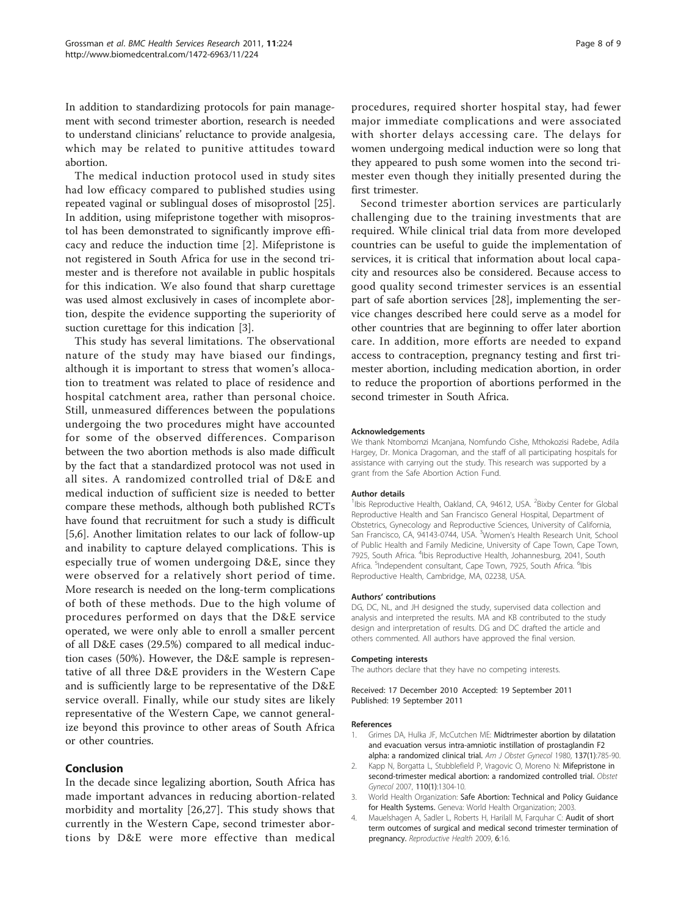In addition to standardizing protocols for pain management with second trimester abortion, research is needed to understand clinicians' reluctance to provide analgesia, which may be related to punitive attitudes toward abortion.

The medical induction protocol used in study sites had low efficacy compared to published studies using repeated vaginal or sublingual doses of misoprostol [25]. In addition, using mifepristone together with misoprostol has been demonstrated to significantly improve efficacy and reduce the induction time [2]. Mifepristone is not registered in South Africa for use in the second trimester and is therefore not available in public hospitals for this indication. We also found that sharp curettage was used almost exclusively in cases of incomplete abortion, despite the evidence supporting the superiority of suction curettage for this indication [3].

This study has several limitations. The observational nature of the study may have biased our findings, although it is important to stress that women's allocation to treatment was related to place of residence and hospital catchment area, rather than personal choice. Still, unmeasured differences between the populations undergoing the two procedures might have accounted for some of the observed differences. Comparison between the two abortion methods is also made difficult by the fact that a standardized protocol was not used in all sites. A randomized controlled trial of D&E and medical induction of sufficient size is needed to better compare these methods, although both published RCTs have found that recruitment for such a study is difficult [5,6]. Another limitation relates to our lack of follow-up and inability to capture delayed complications. This is especially true of women undergoing D&E, since they were observed for a relatively short period of time. More research is needed on the long-term complications of both of these methods. Due to the high volume of procedures performed on days that the D&E service operated, we were only able to enroll a smaller percent of all D&E cases (29.5%) compared to all medical induction cases (50%). However, the D&E sample is representative of all three D&E providers in the Western Cape and is sufficiently large to be representative of the D&E service overall. Finally, while our study sites are likely representative of the Western Cape, we cannot generalize beyond this province to other areas of South Africa or other countries.

## Conclusion

In the decade since legalizing abortion, South Africa has made important advances in reducing abortion-related morbidity and mortality [26,27]. This study shows that currently in the Western Cape, second trimester abortions by D&E were more effective than medical procedures, required shorter hospital stay, had fewer major immediate complications and were associated with shorter delays accessing care. The delays for women undergoing medical induction were so long that they appeared to push some women into the second trimester even though they initially presented during the first trimester.

Second trimester abortion services are particularly challenging due to the training investments that are required. While clinical trial data from more developed countries can be useful to guide the implementation of services, it is critical that information about local capacity and resources also be considered. Because access to good quality second trimester services is an essential part of safe abortion services [28], implementing the service changes described here could serve as a model for other countries that are beginning to offer later abortion care. In addition, more efforts are needed to expand access to contraception, pregnancy testing and first trimester abortion, including medication abortion, in order to reduce the proportion of abortions performed in the second trimester in South Africa.

#### Acknowledgements

We thank Ntombomzi Mcanjana, Nomfundo Cishe, Mthokozisi Radebe, Adila Hargey, Dr. Monica Dragoman, and the staff of all participating hospitals for assistance with carrying out the study. This research was supported by a grant from the Safe Abortion Action Fund.

#### Author details

[1]Ibis Reproductive Health, Oakland, CA, 94612, USA. [2]Bixby Center for Global Reproductive Health and San Francisco General Hospital, Department of Obstetrics, Gynecology and Reproductive Sciences, University of California, San Francisco, CA, 94143-0744, USA. [3]Women's Health Research Unit, School of Public Health and Family Medicine, University of Cape Town, Cape Town, 7925, South Africa. [4]Ibis Reproductive Health, Johannesburg, 2041, South Africa. [5]Independent consultant, Cape Town, 7925, South Africa. [6]Ibis Reproductive Health, Cambridge, MA, 02238, USA.

#### Authors' contributions

DG, DC, NL, and JH designed the study, supervised data collection and analysis and interpreted the results. MA and KB contributed to the study design and interpretation of results. DG and DC drafted the article and others commented. All authors have approved the final version.

#### Competing interests

The authors declare that they have no competing interests.

Received: 17 December 2010 Accepted: 19 September 2011
Published: 19 September 2011

#### References

1. Grimes DA, Hulka JF, McCutchen ME: **Midtrimester abortion by dilatation and evacuation versus intra-amniotic instillation of prostaglandin F2 alpha: a randomized clinical trial.** *Am J Obstet Gynecol* 1980, **137(1)**:785-90.
2. Kapp N, Borgatta L, Stubblefield P, Vragovic O, Moreno N: **Mifepristone in second-trimester medical abortion: a randomized controlled trial.** *Obstet Gynecol* 2007, **110(1)**:1304-10.
3. World Health Organization: **Safe Abortion: Technical and Policy Guidance for Health Systems.** Geneva: World Health Organization; 2003.
4. Mauelshagen A, Sadler L, Roberts H, Harilall M, Farquhar C: **Audit of short term outcomes of surgical and medical second trimester termination of pregnancy.** *Reproductive Health* 2009, **6**:16.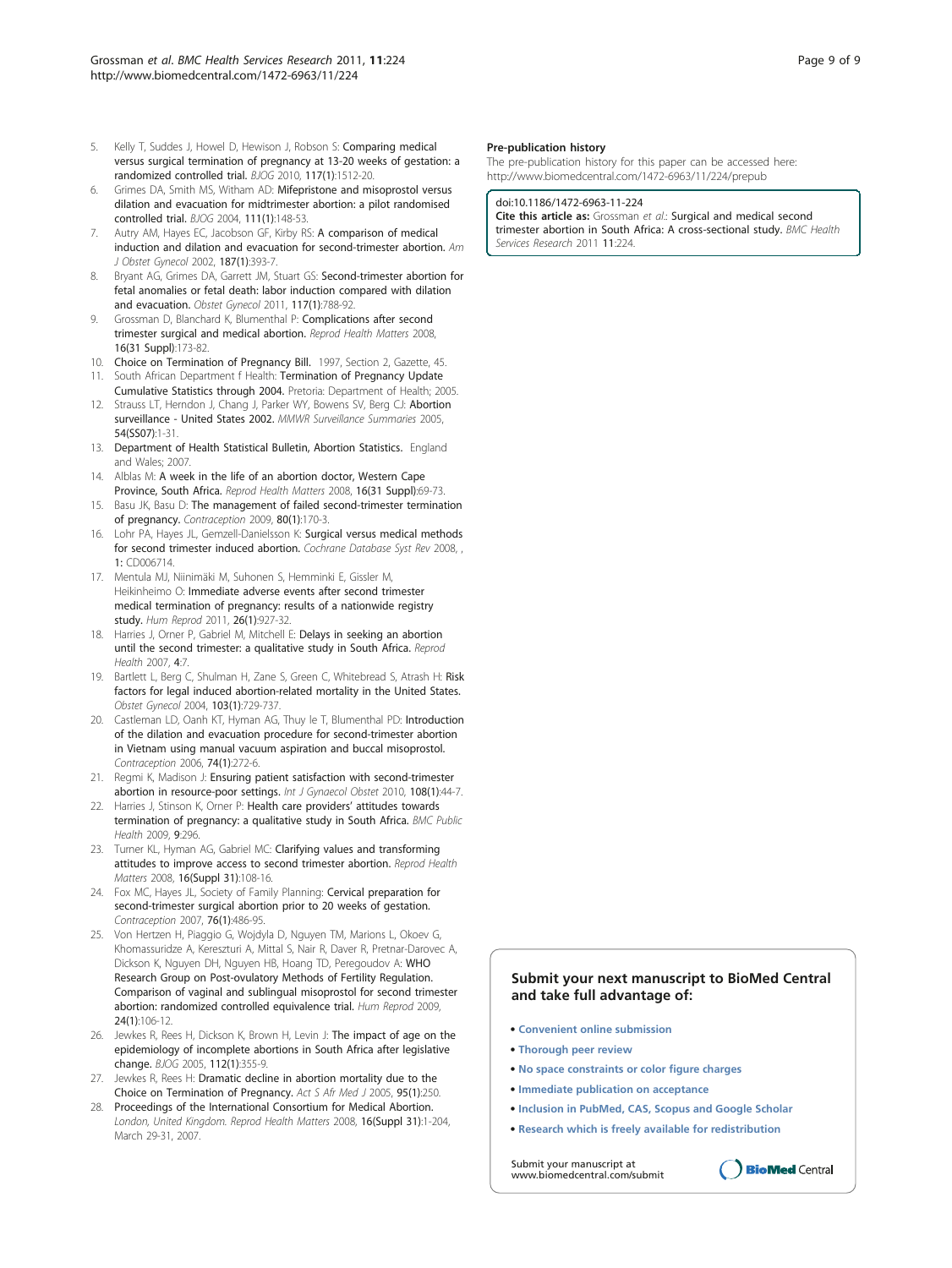5. Kelly T, Suddes J, Howel D, Hewison J, Robson S: **Comparing medical versus surgical termination of pregnancy at 13-20 weeks of gestation: a randomized controlled trial.** *BJOG* 2010, **117(1)**:1512-20.
6. Grimes DA, Smith MS, Witham AD: **Mifepristone and misoprostol versus dilation and evacuation for midtrimester abortion: a pilot randomised controlled trial.** *BJOG* 2004, **111(1)**:148-53.
7. Autry AM, Hayes EC, Jacobson GF, Kirby RS: **A comparison of medical induction and dilation and evacuation for second-trimester abortion.** *Am J Obstet Gynecol* 2002, **187(1)**:393-7.
8. Bryant AG, Grimes DA, Garrett JM, Stuart GS: **Second-trimester abortion for fetal anomalies or fetal death: labor induction compared with dilation and evacuation.** *Obstet Gynecol* 2011, **117(1)**:788-92.
9. Grossman D, Blanchard K, Blumenthal P: **Complications after second trimester surgical and medical abortion.** *Reprod Health Matters* 2008, **16(31 Suppl)**:173-82.
10. **Choice on Termination of Pregnancy Bill.** 1997, Section 2, Gazette, 45.
11. South African Department f Health: **Termination of Pregnancy Update Cumulative Statistics through 2004.** Pretoria: Department of Health; 2005.
12. Strauss LT, Herndon J, Chang J, Parker WY, Bowens SV, Berg CJ: **Abortion surveillance - United States 2002.** *MMWR Surveillance Summaries* 2005, **54(SS07)**:1-31.
13. **Department of Health Statistical Bulletin, Abortion Statistics.** England and Wales; 2007.
14. Alblas M: **A week in the life of an abortion doctor, Western Cape Province, South Africa.** *Reprod Health Matters* 2008, **16(31 Suppl)**:69-73.
15. Basu JK, Basu D: **The management of failed second-trimester termination of pregnancy.** *Contraception* 2009, **80(1)**:170-3.
16. Lohr PA, Hayes JL, Gemzell-Danielsson K: **Surgical versus medical methods for second trimester induced abortion.** *Cochrane Database Syst Rev* 2008, , **1:** CD006714.
17. Mentula MJ, Niinimäki M, Suhonen S, Hemminki E, Gissler M, Heikinheimo O: **Immediate adverse events after second trimester medical termination of pregnancy: results of a nationwide registry study.** *Hum Reprod* 2011, **26(1)**:927-32.
18. Harries J, Orner P, Gabriel M, Mitchell E: **Delays in seeking an abortion until the second trimester: a qualitative study in South Africa.** *Reprod Health* 2007, **4**:7.
19. Bartlett L, Berg C, Shulman H, Zane S, Green C, Whitebread S, Atrash H: **Risk factors for legal induced abortion-related mortality in the United States.** *Obstet Gynecol* 2004, **103(1)**:729-737.
20. Castleman LD, Oanh KT, Hyman AG, Thuy le T, Blumenthal PD: **Introduction of the dilation and evacuation procedure for second-trimester abortion in Vietnam using manual vacuum aspiration and buccal misoprostol.** *Contraception* 2006, **74(1)**:272-6.
21. Regmi K, Madison J: **Ensuring patient satisfaction with second-trimester abortion in resource-poor settings.** *Int J Gynaecol Obstet* 2010, **108(1)**:44-7.
22. Harries J, Stinson K, Orner P: **Health care providers' attitudes towards termination of pregnancy: a qualitative study in South Africa.** *BMC Public Health* 2009, **9**:296.
23. Turner KL, Hyman AG, Gabriel MC: **Clarifying values and transforming attitudes to improve access to second trimester abortion.** *Reprod Health Matters* 2008, **16(Suppl 31)**:108-16.
24. Fox MC, Hayes JL, Society of Family Planning: **Cervical preparation for second-trimester surgical abortion prior to 20 weeks of gestation.** *Contraception* 2007, **76(1)**:486-95.
25. Von Hertzen H, Piaggio G, Wojdyla D, Nguyen TM, Marions L, Okoev G, Khomassuridze A, Kereszturi A, Mittal S, Nair R, Daver R, Pretnar-Darovec A, Dickson K, Nguyen DH, Nguyen HB, Hoang TD, Peregoudov A: **WHO Research Group on Post-ovulatory Methods of Fertility Regulation. Comparison of vaginal and sublingual misoprostol for second trimester abortion: randomized controlled equivalence trial.** *Hum Reprod* 2009, **24(1)**:106-12.
26. Jewkes R, Rees H, Dickson K, Brown H, Levin J: **The impact of age on the epidemiology of incomplete abortions in South Africa after legislative change.** *BJOG* 2005, **112(1)**:355-9.
27. Jewkes R, Rees H: **Dramatic decline in abortion mortality due to the Choice on Termination of Pregnancy.** *Act S Afr Med J* 2005, **95(1)**:250.
28. **Proceedings of the International Consortium for Medical Abortion.** London, United Kingdom. *Reprod Health Matters* 2008, **16(Suppl 31)**:1-204, March 29-31, 2007.

### Pre-publication history

The pre-publication history for this paper can be accessed here: http://www.biomedcentral.com/1472-6963/11/224/prepub

doi:10.1186/1472-6963-11-224

**Cite this article as:** Grossman *et al.*: Surgical and medical second trimester abortion in South Africa: A cross-sectional study. *BMC Health Services Research* 2011 **11**:224.

**Submit your next manuscript to BioMed Central and take full advantage of:**

- **Convenient online submission**
- **Thorough peer review**
- **No space constraints or color figure charges**
- **Immediate publication on acceptance**
- **Inclusion in PubMed, CAS, Scopus and Google Scholar**
- **Research which is freely available for redistribution**

Submit your manuscript at www.biomedcentral.com/submit

BioMed Central